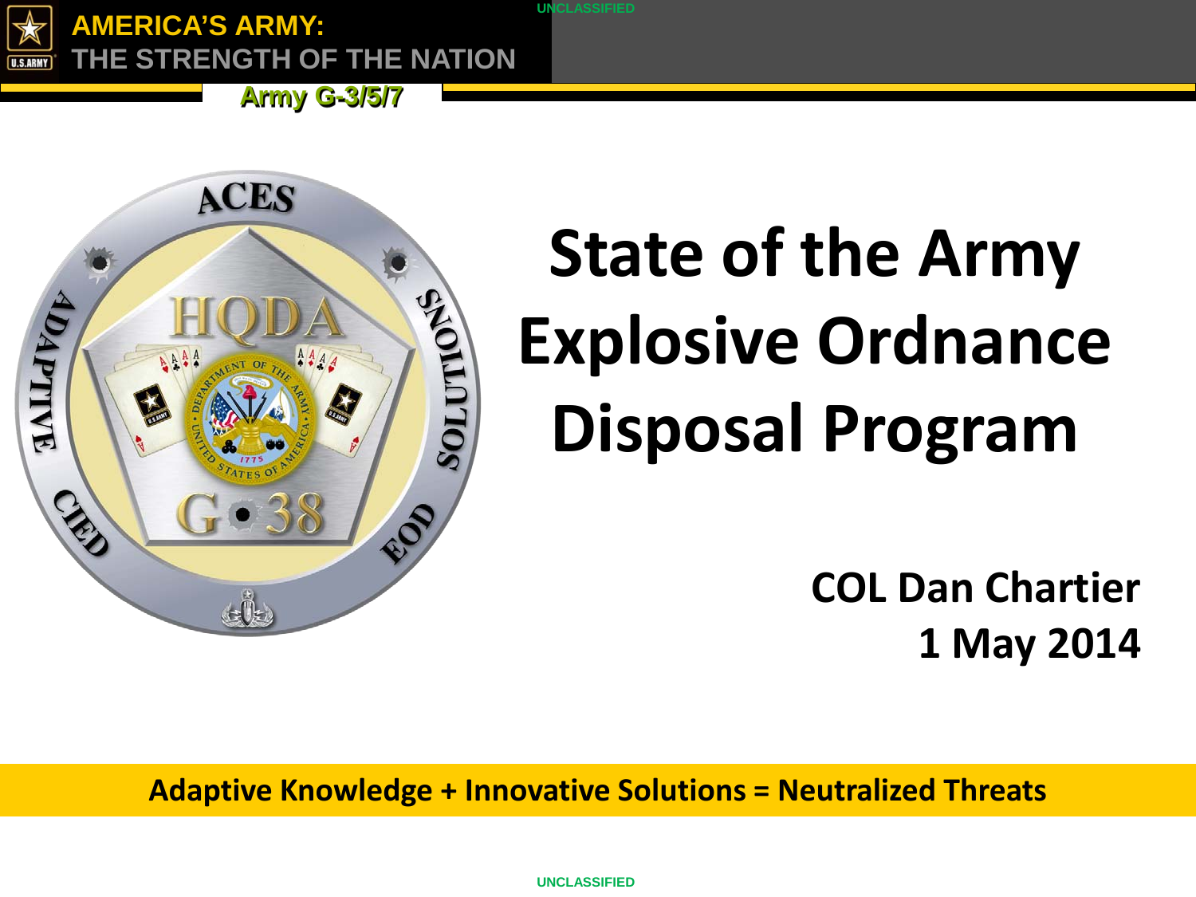# State of the Army Explosive Ordnance Disposal Program

**COL Dan Chartier**
**1 May 2014**

**Adaptive Knowledge + Innovative Solutions = Neutralized Threats**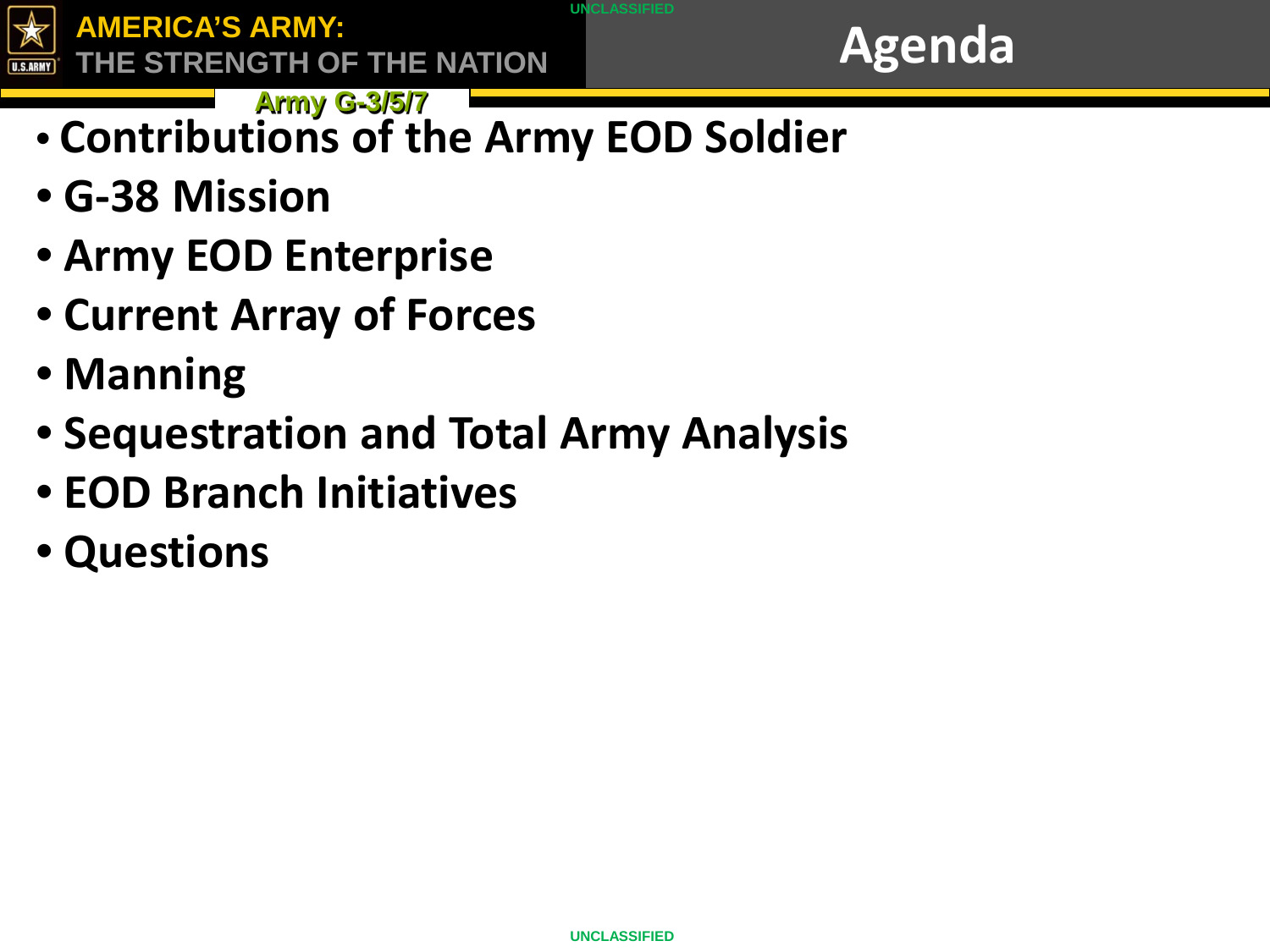# Agenda

- Contributions of the Army EOD Soldier
- G-38 Mission
- Army EOD Enterprise
- Current Array of Forces
- Manning
- Sequestration and Total Army Analysis
- EOD Branch Initiatives
- Questions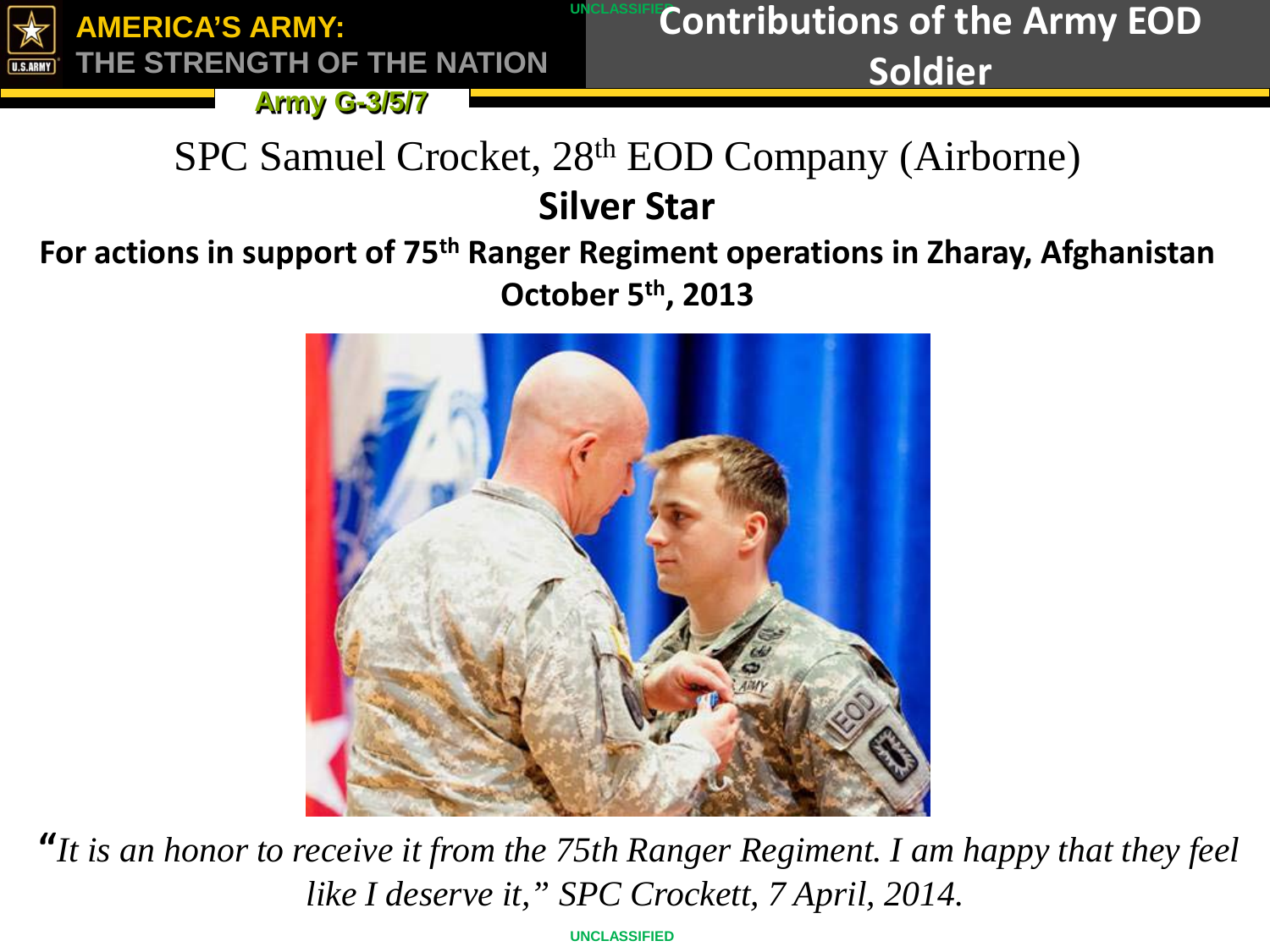# Contributions of the Army EOD Soldier

SPC Samuel Crocket, 28th EOD Company (Airborne)

**Silver Star**

**For actions in support of 75th Ranger Regiment operations in Zharay, Afghanistan**
**October 5th, 2013**

*"It is an honor to receive it from the 75th Ranger Regiment. I am happy that they feel like I deserve it," SPC Crockett, 7 April, 2014.*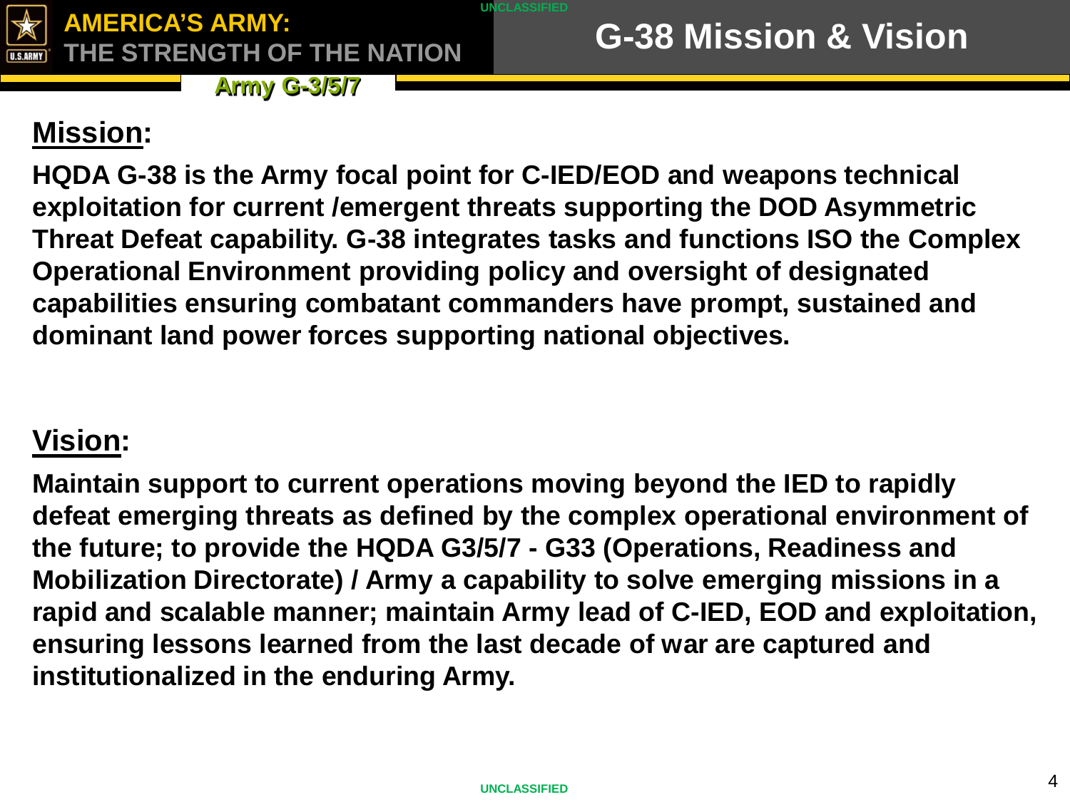# G-38 Mission & Vision

**Mission:**

**HQDA G-38 is the Army focal point for C-IED/EOD and weapons technical exploitation for current /emergent threats supporting the DOD Asymmetric Threat Defeat capability. G-38 integrates tasks and functions ISO the Complex Operational Environment providing policy and oversight of designated capabilities ensuring combatant commanders have prompt, sustained and dominant land power forces supporting national objectives.**

**Vision:**

**Maintain support to current operations moving beyond the IED to rapidly defeat emerging threats as defined by the complex operational environment of the future; to provide the HQDA G3/5/7 - G33 (Operations, Readiness and Mobilization Directorate) / Army a capability to solve emerging missions in a rapid and scalable manner; maintain Army lead of C-IED, EOD and exploitation, ensuring lessons learned from the last decade of war are captured and institutionalized in the enduring Army.**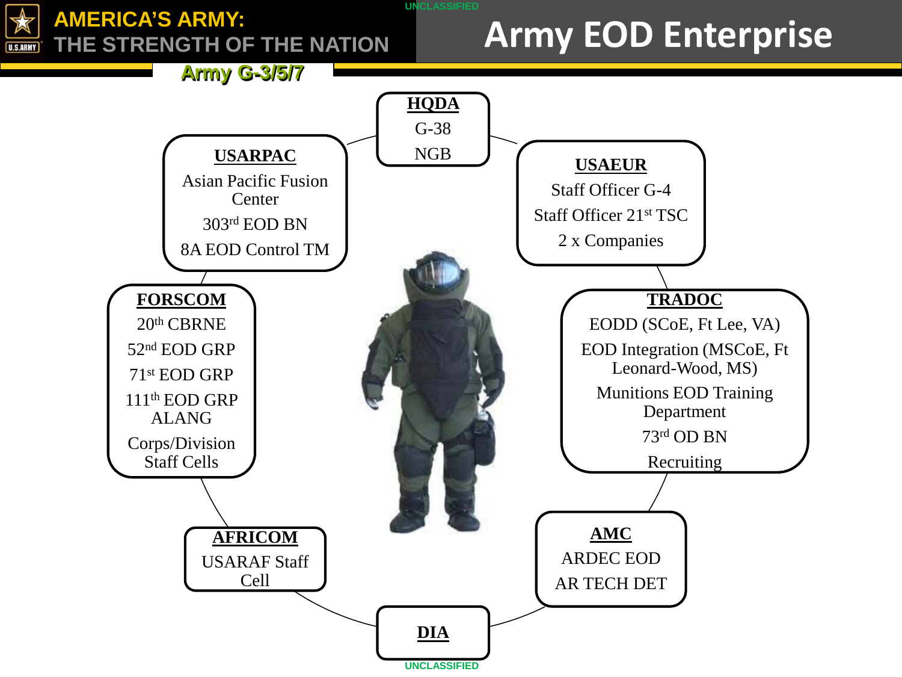# Army EOD Enterprise

Army G-3/5/7

**HQDA**
G-38
NGB

**USAEUR**
Staff Officer G-4
Staff Officer 21st TSC
2 x Companies

**TRADOC**
EODD (SCoE, Ft Lee, VA)
EOD Integration (MSCoE, Ft Leonard-Wood, MS)
Munitions EOD Training Department
73rd OD BN
Recruiting

**AMC**
ARDEC EOD
AR TECH DET

**DIA**

**AFRICOM**
USARAF Staff Cell

**FORSCOM**
20th CBRNE
52nd EOD GRP
71st EOD GRP
111th EOD GRP ALANG
Corps/Division Staff Cells

**USARPAC**
Asian Pacific Fusion Center
303rd EOD BN
8A EOD Control TM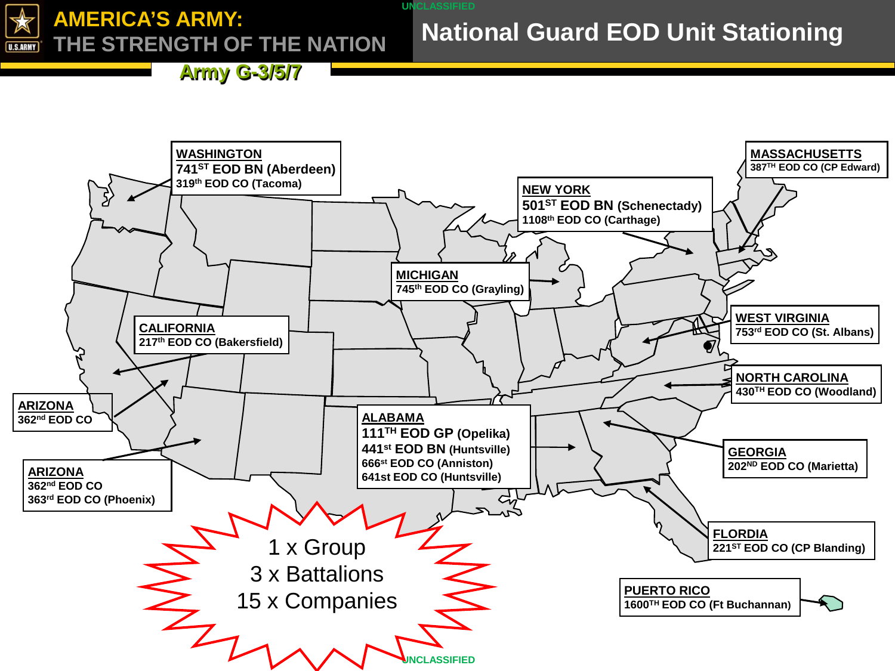# AMERICA'S ARMY: THE STRENGTH OF THE NATION

Army G-3/5/7

UNCLASSIFIED

## National Guard EOD Unit Stationing

**WASHINGTON**
741ST EOD BN (Aberdeen)
319th EOD CO (Tacoma)

**MASSACHUSETTS**
387TH EOD CO (CP Edward)

**NEW YORK**
501ST EOD BN (Schenectady)
1108th EOD CO (Carthage)

**MICHIGAN**
745th EOD CO (Grayling)

**CALIFORNIA**
217th EOD CO (Bakersfield)

**WEST VIRGINIA**
753rd EOD CO (St. Albans)

**NORTH CAROLINA**
430TH EOD CO (Woodland)

**ARIZONA**
362nd EOD CO

**ALABAMA**
111TH EOD GP (Opelika)
441st EOD BN (Huntsville)
666st EOD CO (Anniston)
641st EOD CO (Huntsville)

**GEORGIA**
202ND EOD CO (Marietta)

**ARIZONA**
362nd EOD CO
363rd EOD CO (Phoenix)

**FLORDIA**
221ST EOD CO (CP Blanding)

**PUERTO RICO**
1600TH EOD CO (Ft Buchannan)

1 x Group
3 x Battalions
15 x Companies

UNCLASSIFIED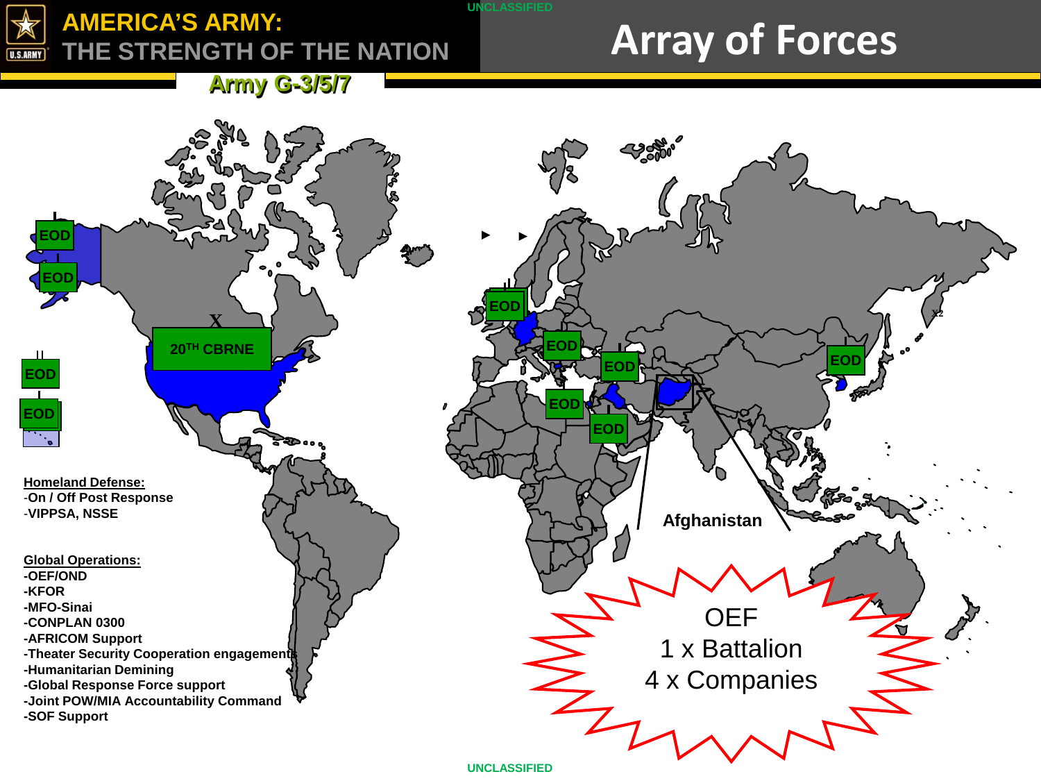# Array of Forces

Army G-3/5/7

EOD

EOD

EOD

EOD

20TH CBRNE

EOD

EOD

EOD

EOD

EOD

EOD

Afghanistan

**Homeland Defense:**
- On / Off Post Response
- VIPPSA, NSSE

**Global Operations:**
- OEF/OND
- KFOR
- MFO-Sinai
- CONPLAN 0300
- AFRICOM Support
- Theater Security Cooperation engagements
- Humanitarian Demining
- Global Response Force support
- Joint POW/MIA Accountability Command
- SOF Support

OEF
1 x Battalion
4 x Companies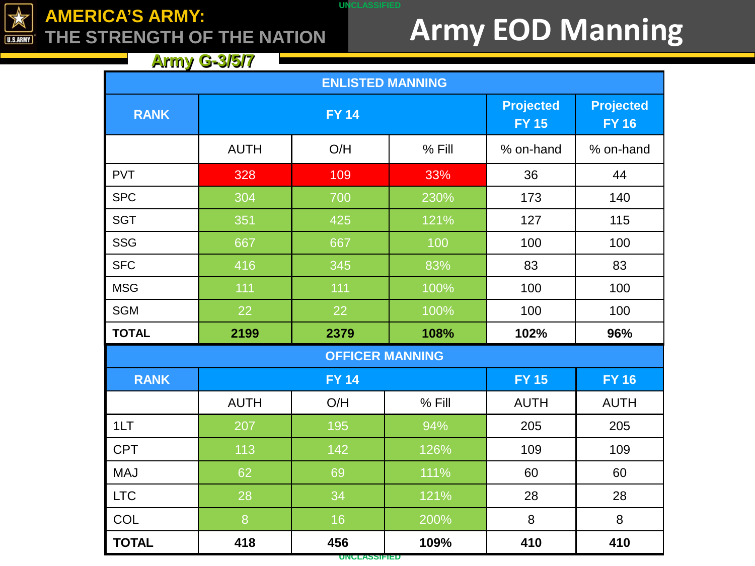# Army EOD Manning

AMERICA'S ARMY: THE STRENGTH OF THE NATION

Army G-3/5/7

UNCLASSIFIED

| ENLISTED MANNING | | | | | |
|---|---|---|---|---|---|
| RANK | FY 14 | | | Projected FY 15 | Projected FY 16 |
| | AUTH | O/H | % Fill | % on-hand | % on-hand |
| PVT | 328 | 109 | 33% | 36 | 44 |
| SPC | 304 | 700 | 230% | 173 | 140 |
| SGT | 351 | 425 | 121% | 127 | 115 |
| SSG | 667 | 667 | 100 | 100 | 100 |
| SFC | 416 | 345 | 83% | 83 | 83 |
| MSG | 111 | 111 | 100% | 100 | 100 |
| SGM | 22 | 22 | 100% | 100 | 100 |
| **TOTAL** | **2199** | **2379** | **108%** | **102%** | **96%** |

| OFFICER MANNING | | | | | |
|---|---|---|---|---|---|
| RANK | FY 14 | | | FY 15 | FY 16 |
| | AUTH | O/H | % Fill | AUTH | AUTH |
| 1LT | 207 | 195 | 94% | 205 | 205 |
| CPT | 113 | 142 | 126% | 109 | 109 |
| MAJ | 62 | 69 | 111% | 60 | 60 |
| LTC | 28 | 34 | 121% | 28 | 28 |
| COL | 8 | 16 | 200% | 8 | 8 |
| **TOTAL** | **418** | **456** | **109%** | **410** | **410** |

UNCLASSIFIED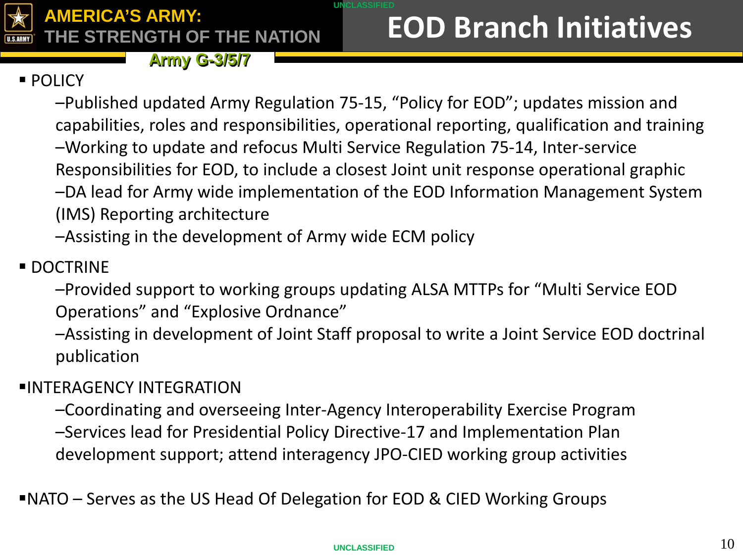# EOD Branch Initiatives

- POLICY
  - –Published updated Army Regulation 75-15, "Policy for EOD"; updates mission and capabilities, roles and responsibilities, operational reporting, qualification and training
  - –Working to update and refocus Multi Service Regulation 75-14, Inter-service Responsibilities for EOD, to include a closest Joint unit response operational graphic
  - –DA lead for Army wide implementation of the EOD Information Management System (IMS) Reporting architecture
  - –Assisting in the development of Army wide ECM policy
- DOCTRINE
  - –Provided support to working groups updating ALSA MTTPs for "Multi Service EOD Operations" and "Explosive Ordnance"
  - –Assisting in development of Joint Staff proposal to write a Joint Service EOD doctrinal publication
- INTERAGENCY INTEGRATION
  - –Coordinating and overseeing Inter-Agency Interoperability Exercise Program
  - –Services lead for Presidential Policy Directive-17 and Implementation Plan development support; attend interagency JPO-CIED working group activities
- NATO – Serves as the US Head Of Delegation for EOD & CIED Working Groups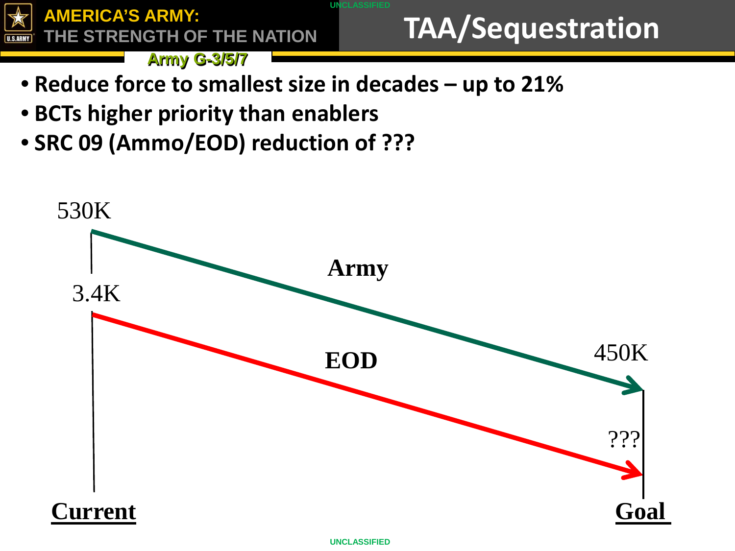# TAA/Sequestration

- Reduce force to smallest size in decades – up to 21%
- BCTs higher priority than enablers
- SRC 09 (Ammo/EOD) reduction of ???

530K

Army

450K

3.4K

EOD

???

Current

Goal